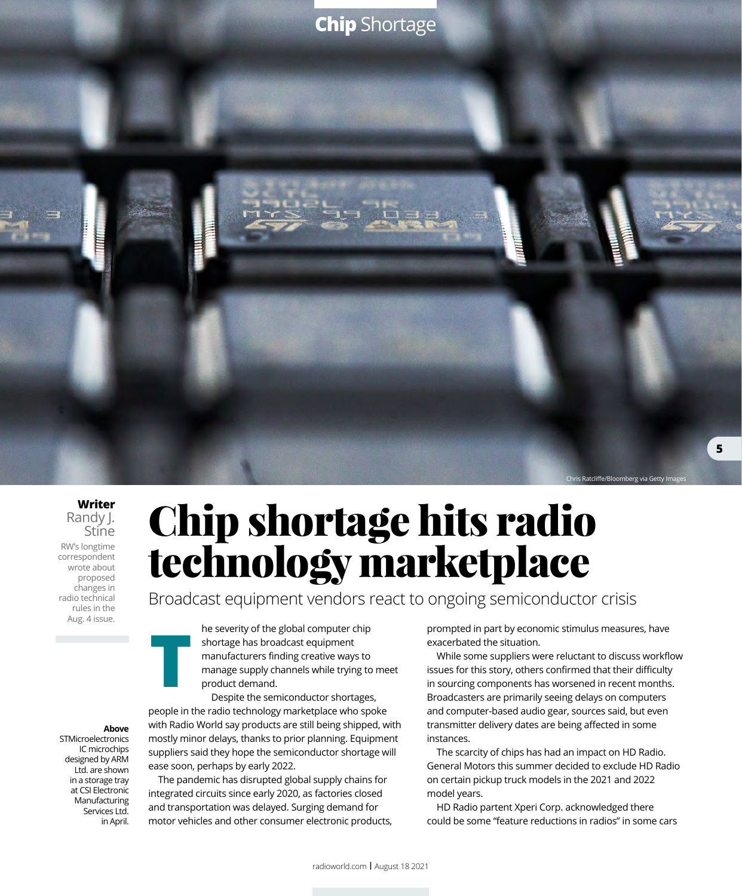# Chip shortage hits radio technology marketplace

## Broadcast equipment vendors react to ongoing semiconductor crisis

**Writer**
Randy J. Stine

RW's longtime correspondent wrote about proposed changes in radio technical rules in the Aug. 4 issue.

**Above**
STMicroelectronics IC microchips designed by ARM Ltd. are shown in a storage tray at CSI Electronic Manufacturing Services Ltd. in April.

Chris Ratcliffe/Bloomberg via Getty Images

The severity of the global computer chip shortage has broadcast equipment manufacturers finding creative ways to manage supply channels while trying to meet product demand.

Despite the semiconductor shortages, people in the radio technology marketplace who spoke with Radio World say products are still being shipped, with mostly minor delays, thanks to prior planning. Equipment suppliers said they hope the semiconductor shortage will ease soon, perhaps by early 2022.

The pandemic has disrupted global supply chains for integrated circuits since early 2020, as factories closed and transportation was delayed. Surging demand for motor vehicles and other consumer electronic products, prompted in part by economic stimulus measures, have exacerbated the situation.

While some suppliers were reluctant to discuss workflow issues for this story, others confirmed that their difficulty in sourcing components has worsened in recent months. Broadcasters are primarily seeing delays on computers and computer-based audio gear, sources said, but even transmitter delivery dates are being affected in some instances.

The scarcity of chips has had an impact on HD Radio. General Motors this summer decided to exclude HD Radio on certain pickup truck models in the 2021 and 2022 model years.

HD Radio partent Xperi Corp. acknowledged there could be some "feature reductions in radios" in some cars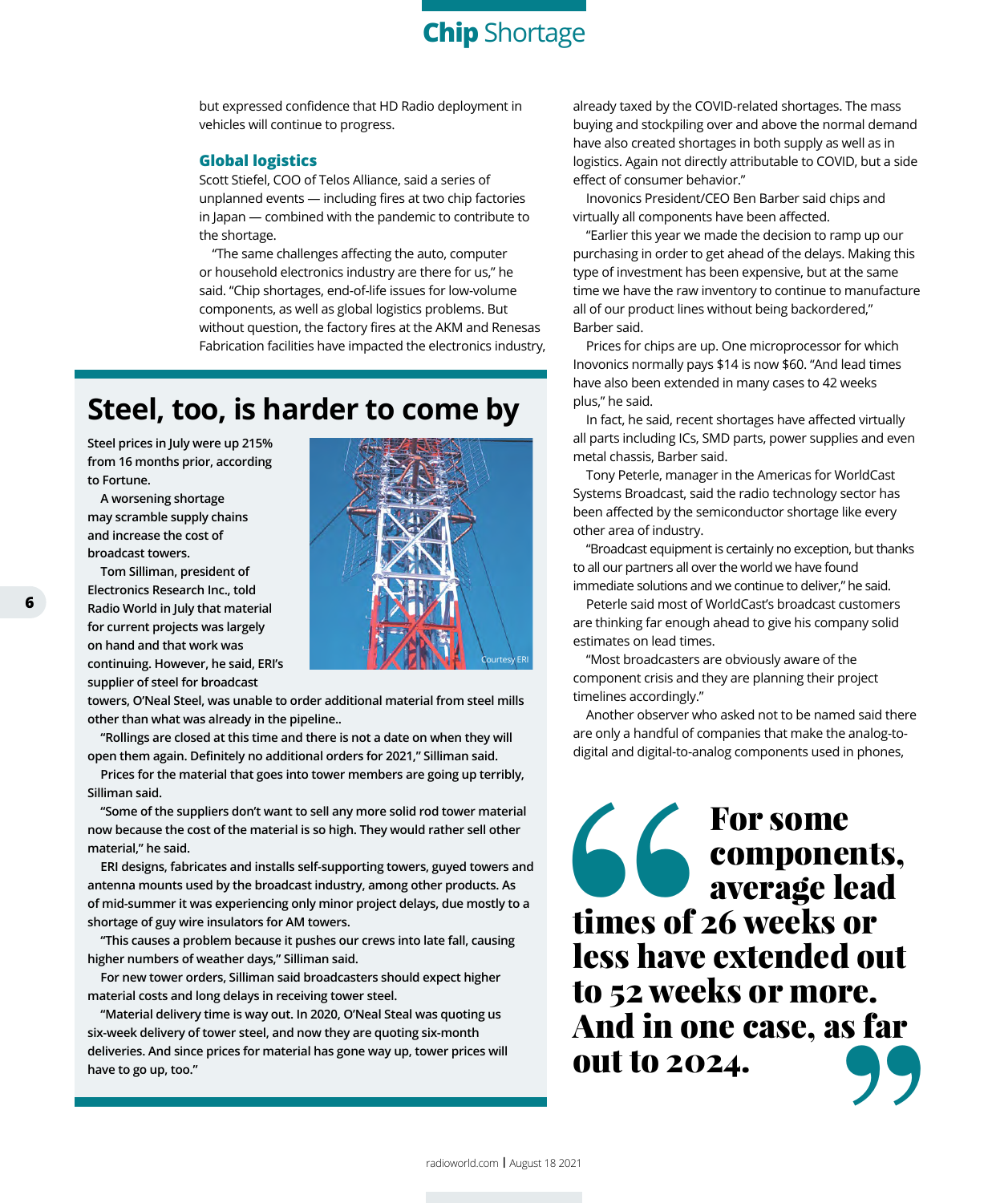but expressed confidence that HD Radio deployment in vehicles will continue to progress.

### Global logistics

Scott Stiefel, COO of Telos Alliance, said a series of unplanned events — including fires at two chip factories in Japan — combined with the pandemic to contribute to the shortage.

"The same challenges affecting the auto, computer or household electronics industry are there for us," he said. "Chip shortages, end-of-life issues for low-volume components, as well as global logistics problems. But without question, the factory fires at the AKM and Renesas Fabrication facilities have impacted the electronics industry, already taxed by the COVID-related shortages. The mass buying and stockpiling over and above the normal demand have also created shortages in both supply as well as in logistics. Again not directly attributable to COVID, but a side effect of consumer behavior."

Inovonics President/CEO Ben Barber said chips and virtually all components have been affected.

"Earlier this year we made the decision to ramp up our purchasing in order to get ahead of the delays. Making this type of investment has been expensive, but at the same time we have the raw inventory to continue to manufacture all of our product lines without being backordered," Barber said.

Prices for chips are up. One microprocessor for which Inovonics normally pays $14 is now $60. "And lead times have also been extended in many cases to 42 weeks plus," he said.

In fact, he said, recent shortages have affected virtually all parts including ICs, SMD parts, power supplies and even metal chassis, Barber said.

Tony Peterle, manager in the Americas for WorldCast Systems Broadcast, said the radio technology sector has been affected by the semiconductor shortage like every other area of industry.

"Broadcast equipment is certainly no exception, but thanks to all our partners all over the world we have found immediate solutions and we continue to deliver," he said.

Peterle said most of WorldCast's broadcast customers are thinking far enough ahead to give his company solid estimates on lead times.

"Most broadcasters are obviously aware of the component crisis and they are planning their project timelines accordingly."

Another observer who asked not to be named said there are only a handful of companies that make the analog-to-digital and digital-to-analog components used in phones,

> **"For some components, average lead times of 26 weeks or less have extended out to 52 weeks or more. And in one case, as far out to 2024."**

## Steel, too, is harder to come by

**Steel prices in July were up 215% from 16 months prior, according to Fortune.**

**A worsening shortage may scramble supply chains and increase the cost of broadcast towers.**

**Tom Silliman, president of Electronics Research Inc., told Radio World in July that material for current projects was largely on hand and that work was continuing. However, he said, ERI's supplier of steel for broadcast towers, O'Neal Steel, was unable to order additional material from steel mills other than what was already in the pipeline..**

**"Rollings are closed at this time and there is not a date on when they will open them again. Definitely no additional orders for 2021," Silliman said.**

**Prices for the material that goes into tower members are going up terribly, Silliman said.**

**"Some of the suppliers don't want to sell any more solid rod tower material now because the cost of the material is so high. They would rather sell other material," he said.**

**ERI designs, fabricates and installs self-supporting towers, guyed towers and antenna mounts used by the broadcast industry, among other products. As of mid-summer it was experiencing only minor project delays, due mostly to a shortage of guy wire insulators for AM towers.**

**"This causes a problem because it pushes our crews into late fall, causing higher numbers of weather days," Silliman said.**

**For new tower orders, Silliman said broadcasters should expect higher material costs and long delays in receiving tower steel.**

**"Material delivery time is way out. In 2020, O'Neal Steal was quoting us six-week delivery of tower steel, and now they are quoting six-month deliveries. And since prices for material has gone way up, tower prices will have to go up, too."**

Courtesy ERI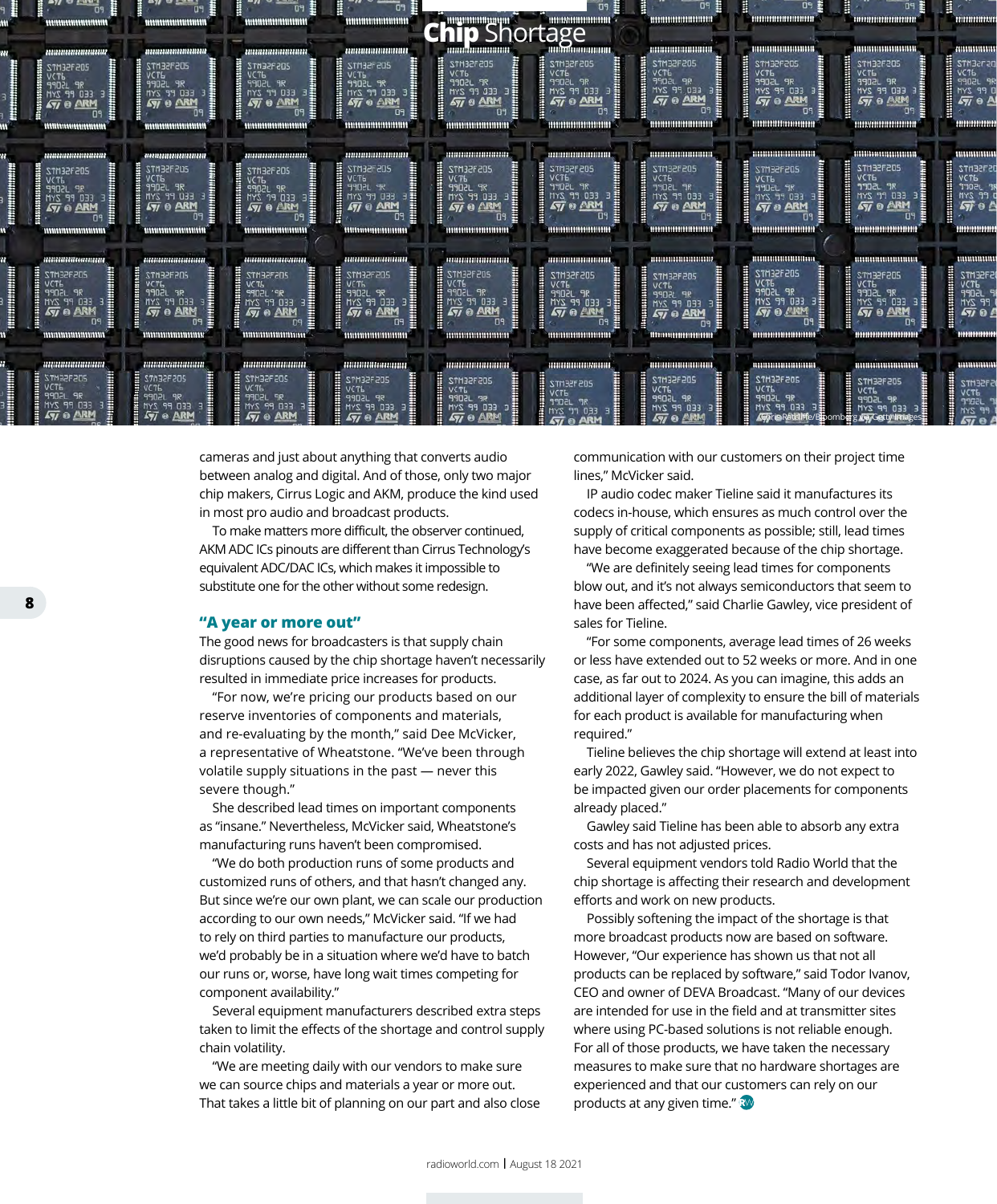cameras and just about anything that converts audio between analog and digital. And of those, only two major chip makers, Cirrus Logic and AKM, produce the kind used in most pro audio and broadcast products.

To make matters more difficult, the observer continued, AKM ADC ICs pinouts are different than Cirrus Technology's equivalent ADC/DAC ICs, which makes it impossible to substitute one for the other without some redesign.

## "A year or more out"

The good news for broadcasters is that supply chain disruptions caused by the chip shortage haven't necessarily resulted in immediate price increases for products.

"For now, we're pricing our products based on our reserve inventories of components and materials, and re-evaluating by the month," said Dee McVicker, a representative of Wheatstone. "We've been through volatile supply situations in the past — never this severe though."

She described lead times on important components as "insane." Nevertheless, McVicker said, Wheatstone's manufacturing runs haven't been compromised.

"We do both production runs of some products and customized runs of others, and that hasn't changed any. But since we're our own plant, we can scale our production according to our own needs," McVicker said. "If we had to rely on third parties to manufacture our products, we'd probably be in a situation where we'd have to batch our runs or, worse, have long wait times competing for component availability."

Several equipment manufacturers described extra steps taken to limit the effects of the shortage and control supply chain volatility.

"We are meeting daily with our vendors to make sure we can source chips and materials a year or more out. That takes a little bit of planning on our part and also close communication with our customers on their project time lines," McVicker said.

IP audio codec maker Tieline said it manufactures its codecs in-house, which ensures as much control over the supply of critical components as possible; still, lead times have become exaggerated because of the chip shortage.

"We are definitely seeing lead times for components blow out, and it's not always semiconductors that seem to have been affected," said Charlie Gawley, vice president of sales for Tieline.

"For some components, average lead times of 26 weeks or less have extended out to 52 weeks or more. And in one case, as far out to 2024. As you can imagine, this adds an additional layer of complexity to ensure the bill of materials for each product is available for manufacturing when required."

Tieline believes the chip shortage will extend at least into early 2022, Gawley said. "However, we do not expect to be impacted given our order placements for components already placed."

Gawley said Tieline has been able to absorb any extra costs and has not adjusted prices.

Several equipment vendors told Radio World that the chip shortage is affecting their research and development efforts and work on new products.

Possibly softening the impact of the shortage is that more broadcast products now are based on software. However, "Our experience has shown us that not all products can be replaced by software," said Todor Ivanov, CEO and owner of DEVA Broadcast. "Many of our devices are intended for use in the field and at transmitter sites where using PC-based solutions is not reliable enough. For all of those products, we have taken the necessary measures to make sure that no hardware shortages are experienced and that our customers can rely on our products at any given time."